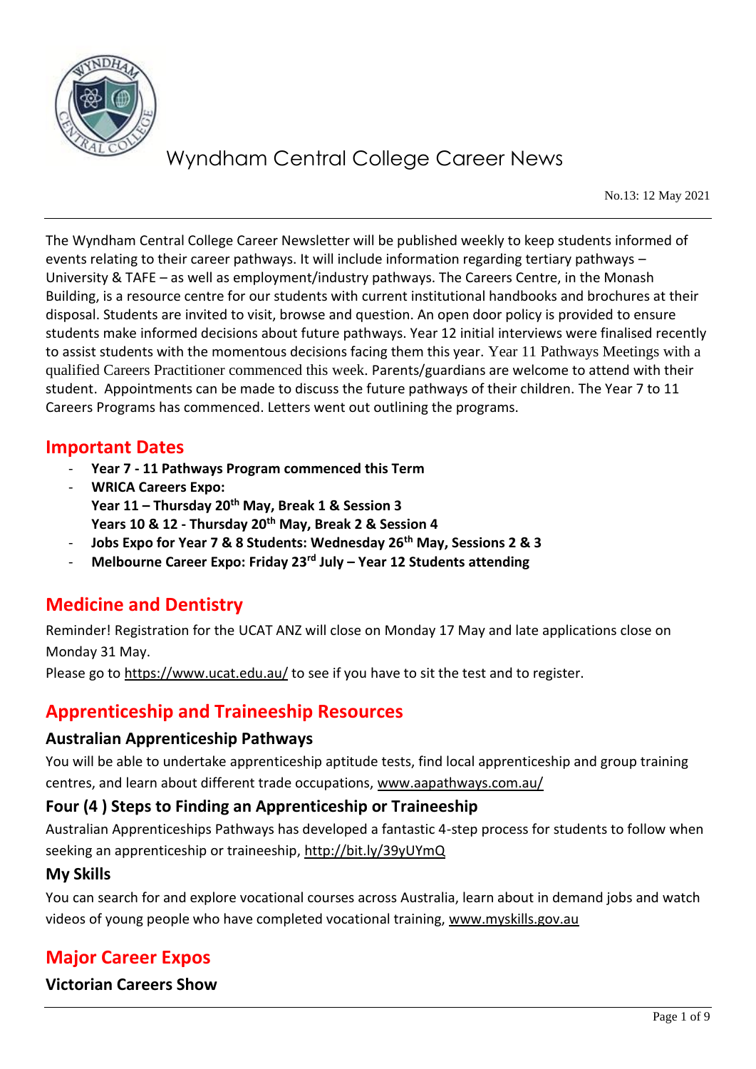# Wyndham Central College Career News

No.13: 12 May 2021

The Wyndham Central College Career Newsletter will be published weekly to keep students informed of events relating to their career pathways. It will include information regarding tertiary pathways – University & TAFE – as well as employment/industry pathways. The Careers Centre, in the Monash Building, is a resource centre for our students with current institutional handbooks and brochures at their disposal. Students are invited to visit, browse and question. An open door policy is provided to ensure students make informed decisions about future pathways. Year 12 initial interviews were finalised recently to assist students with the momentous decisions facing them this year. Year 11 Pathways Meetings with a qualified Careers Practitioner commenced this week. Parents/guardians are welcome to attend with their student. Appointments can be made to discuss the future pathways of their children. The Year 7 to 11 Careers Programs has commenced. Letters went out outlining the programs.

## Important Dates

- **Year 7 - 11 Pathways Program commenced this Term**
- **WRICA Careers Expo:**
  **Year 11 – Thursday 20th May, Break 1 & Session 3**
  **Years 10 & 12 - Thursday 20th May, Break 2 & Session 4**
- **Jobs Expo for Year 7 & 8 Students: Wednesday 26th May, Sessions 2 & 3**
- **Melbourne Career Expo: Friday 23rd July – Year 12 Students attending**

## Medicine and Dentistry

Reminder! Registration for the UCAT ANZ will close on Monday 17 May and late applications close on Monday 31 May.

Please go to https://www.ucat.edu.au/ to see if you have to sit the test and to register.

## Apprenticeship and Traineeship Resources

### Australian Apprenticeship Pathways

You will be able to undertake apprenticeship aptitude tests, find local apprenticeship and group training centres, and learn about different trade occupations, www.aapathways.com.au/

### Four (4 ) Steps to Finding an Apprenticeship or Traineeship

Australian Apprenticeships Pathways has developed a fantastic 4-step process for students to follow when seeking an apprenticeship or traineeship, http://bit.ly/39yUYmQ

### My Skills

You can search for and explore vocational courses across Australia, learn about in demand jobs and watch videos of young people who have completed vocational training, www.myskills.gov.au

## Major Career Expos

### Victorian Careers Show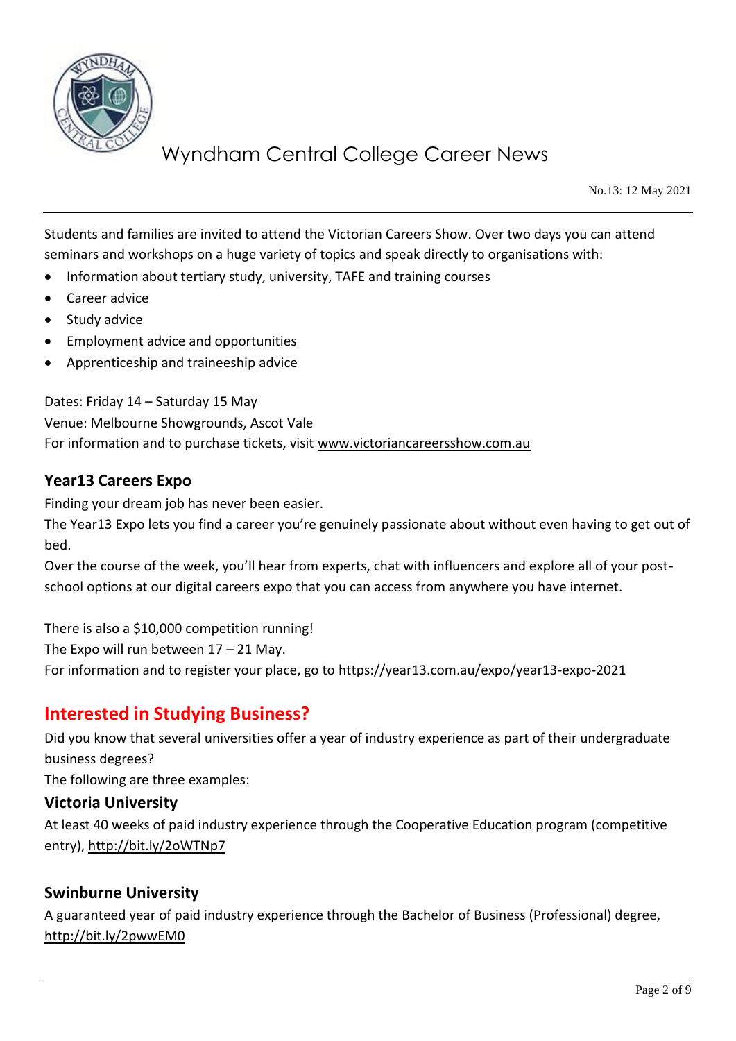Students and families are invited to attend the Victorian Careers Show. Over two days you can attend seminars and workshops on a huge variety of topics and speak directly to organisations with:

- Information about tertiary study, university, TAFE and training courses
- Career advice
- Study advice
- Employment advice and opportunities
- Apprenticeship and traineeship advice

Dates: Friday 14 – Saturday 15 May
Venue: Melbourne Showgrounds, Ascot Vale
For information and to purchase tickets, visit www.victoriancareersshow.com.au

### Year13 Careers Expo

Finding your dream job has never been easier.
The Year13 Expo lets you find a career you're genuinely passionate about without even having to get out of bed.
Over the course of the week, you'll hear from experts, chat with influencers and explore all of your post-school options at our digital careers expo that you can access from anywhere you have internet.

There is also a $10,000 competition running!
The Expo will run between 17 – 21 May.
For information and to register your place, go to https://year13.com.au/expo/year13-expo-2021

## Interested in Studying Business?

Did you know that several universities offer a year of industry experience as part of their undergraduate business degrees?
The following are three examples:

### Victoria University

At least 40 weeks of paid industry experience through the Cooperative Education program (competitive entry), http://bit.ly/2oWTNp7

### Swinburne University

A guaranteed year of paid industry experience through the Bachelor of Business (Professional) degree, http://bit.ly/2pwwEM0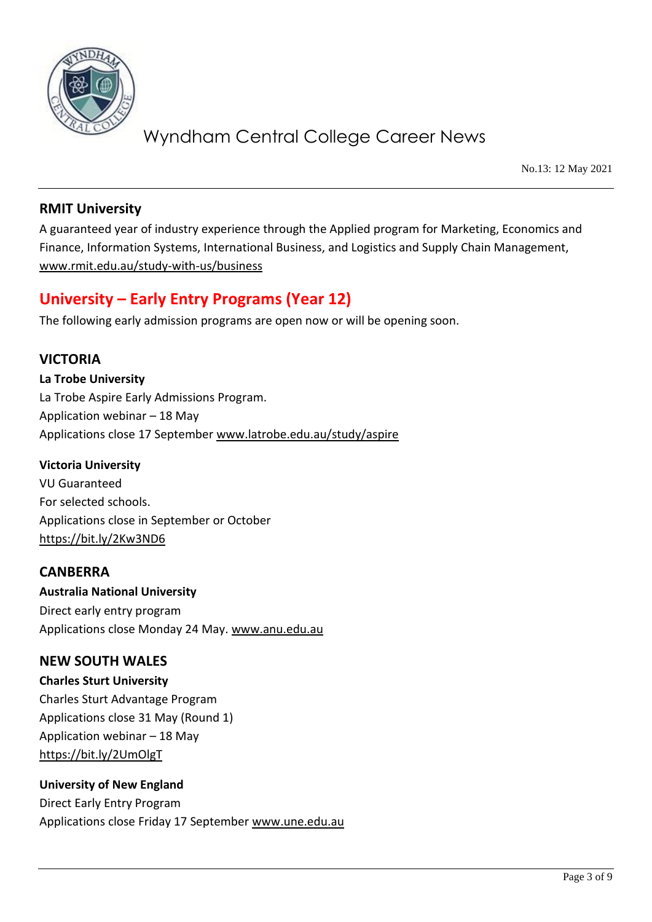## RMIT University

A guaranteed year of industry experience through the Applied program for Marketing, Economics and Finance, Information Systems, International Business, and Logistics and Supply Chain Management, www.rmit.edu.au/study-with-us/business

# University – Early Entry Programs (Year 12)

The following early admission programs are open now or will be opening soon.

## VICTORIA

**La Trobe University**
La Trobe Aspire Early Admissions Program.
Application webinar – 18 May
Applications close 17 September www.latrobe.edu.au/study/aspire

**Victoria University**
VU Guaranteed
For selected schools.
Applications close in September or October
https://bit.ly/2Kw3ND6

## CANBERRA

**Australia National University**
Direct early entry program
Applications close Monday 24 May. www.anu.edu.au

## NEW SOUTH WALES

**Charles Sturt University**
Charles Sturt Advantage Program
Applications close 31 May (Round 1)
Application webinar – 18 May
https://bit.ly/2UmOlgT

**University of New England**
Direct Early Entry Program
Applications close Friday 17 September www.une.edu.au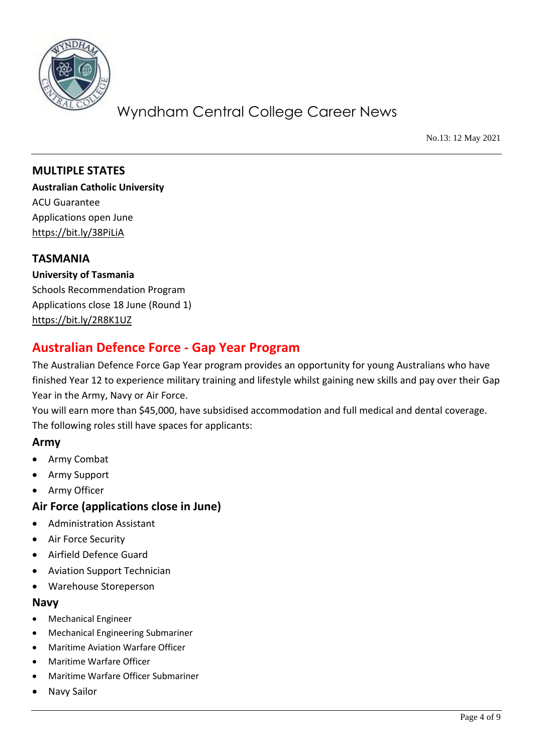## MULTIPLE STATES

**Australian Catholic University**
ACU Guarantee
Applications open June
https://bit.ly/38PiLiA

## TASMANIA

**University of Tasmania**
Schools Recommendation Program
Applications close 18 June (Round 1)
https://bit.ly/2R8K1UZ

## Australian Defence Force - Gap Year Program

The Australian Defence Force Gap Year program provides an opportunity for young Australians who have finished Year 12 to experience military training and lifestyle whilst gaining new skills and pay over their Gap Year in the Army, Navy or Air Force.
You will earn more than $45,000, have subsidised accommodation and full medical and dental coverage.
The following roles still have spaces for applicants:

### Army

- Army Combat
- Army Support
- Army Officer

### Air Force (applications close in June)

- Administration Assistant
- Air Force Security
- Airfield Defence Guard
- Aviation Support Technician
- Warehouse Storeperson

### Navy

- Mechanical Engineer
- Mechanical Engineering Submariner
- Maritime Aviation Warfare Officer
- Maritime Warfare Officer
- Maritime Warfare Officer Submariner
- Navy Sailor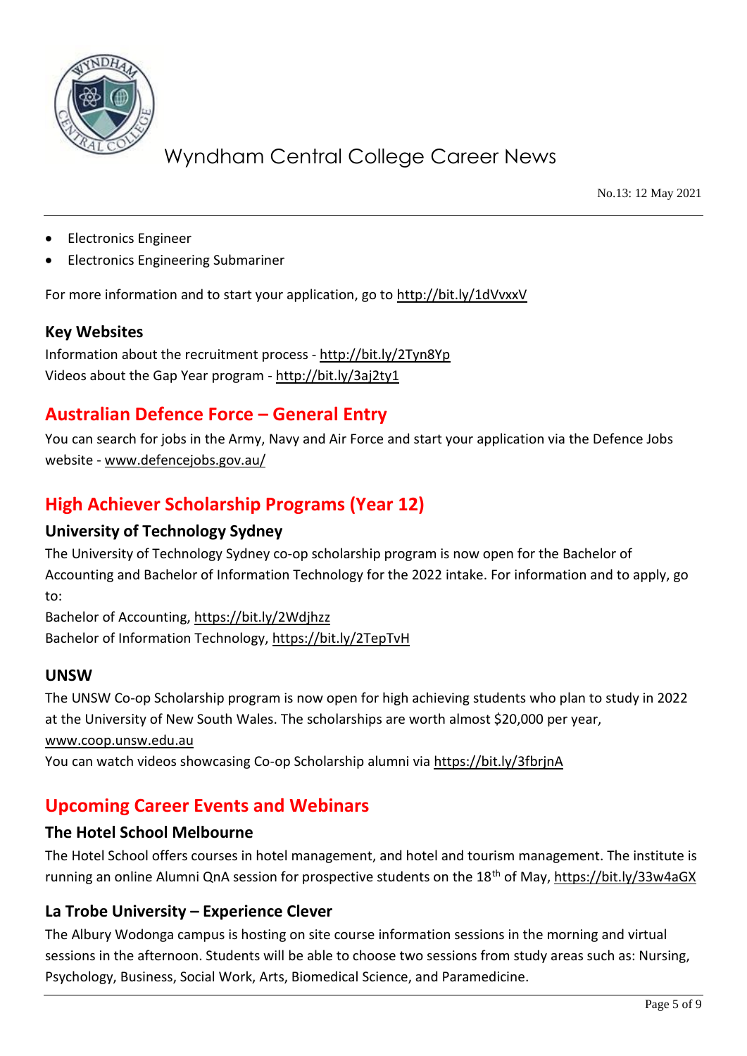- Electronics Engineer
- Electronics Engineering Submariner

For more information and to start your application, go to http://bit.ly/1dVvxxV

### Key Websites

Information about the recruitment process - http://bit.ly/2Tyn8Yp
Videos about the Gap Year program - http://bit.ly/3aj2ty1

## Australian Defence Force – General Entry

You can search for jobs in the Army, Navy and Air Force and start your application via the Defence Jobs website - www.defencejobs.gov.au/

## High Achiever Scholarship Programs (Year 12)

### University of Technology Sydney

The University of Technology Sydney co-op scholarship program is now open for the Bachelor of Accounting and Bachelor of Information Technology for the 2022 intake. For information and to apply, go to:

Bachelor of Accounting, https://bit.ly/2Wdjhzz
Bachelor of Information Technology, https://bit.ly/2TepTvH

### UNSW

The UNSW Co-op Scholarship program is now open for high achieving students who plan to study in 2022 at the University of New South Wales. The scholarships are worth almost $20,000 per year, www.coop.unsw.edu.au
You can watch videos showcasing Co-op Scholarship alumni via https://bit.ly/3fbrjnA

## Upcoming Career Events and Webinars

### The Hotel School Melbourne

The Hotel School offers courses in hotel management, and hotel and tourism management. The institute is running an online Alumni QnA session for prospective students on the 18th of May, https://bit.ly/33w4aGX

### La Trobe University – Experience Clever

The Albury Wodonga campus is hosting on site course information sessions in the morning and virtual sessions in the afternoon. Students will be able to choose two sessions from study areas such as: Nursing, Psychology, Business, Social Work, Arts, Biomedical Science, and Paramedicine.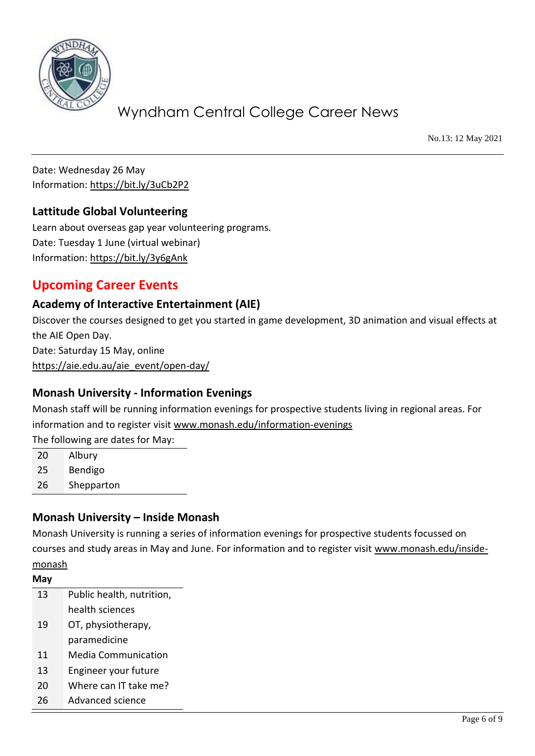Date: Wednesday 26 May
Information: https://bit.ly/3uCb2P2

### Lattitude Global Volunteering

Learn about overseas gap year volunteering programs.
Date: Tuesday 1 June (virtual webinar)
Information: https://bit.ly/3y6gAnk

## Upcoming Career Events

### Academy of Interactive Entertainment (AIE)

Discover the courses designed to get you started in game development, 3D animation and visual effects at the AIE Open Day.
Date: Saturday 15 May, online
https://aie.edu.au/aie_event/open-day/

### Monash University - Information Evenings

Monash staff will be running information evenings for prospective students living in regional areas. For information and to register visit www.monash.edu/information-evenings

The following are dates for May:

| | |
|---|---|
| 20 | Albury |
| 25 | Bendigo |
| 26 | Shepparton |

### Monash University – Inside Monash

Monash University is running a series of information evenings for prospective students focussed on courses and study areas in May and June. For information and to register visit www.monash.edu/inside-monash

**May**

| | |
|---|---|
| 13 | Public health, nutrition, health sciences |
| 19 | OT, physiotherapy, paramedicine |
| 11 | Media Communication |
| 13 | Engineer your future |
| 20 | Where can IT take me? |
| 26 | Advanced science |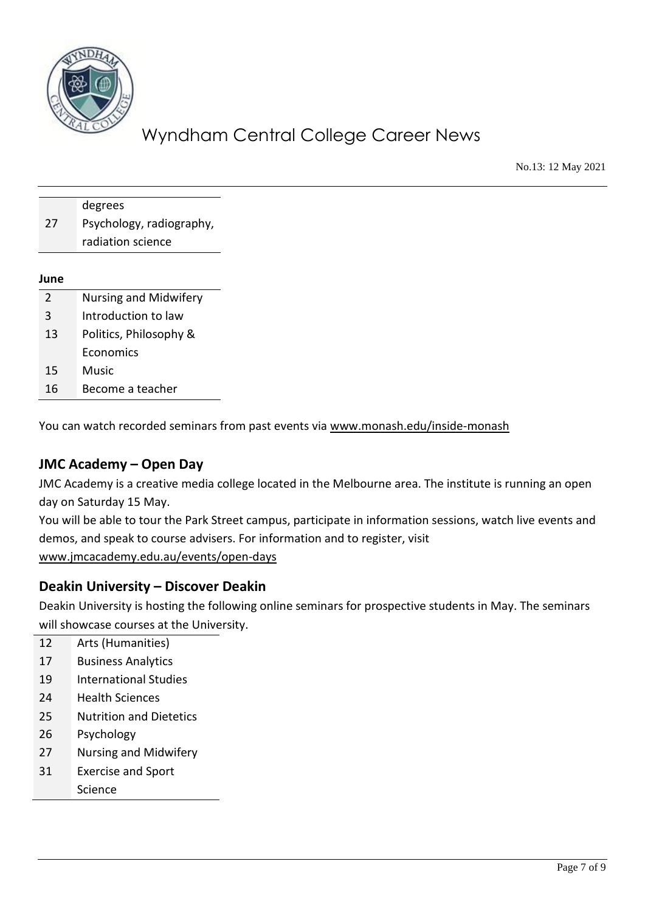| | |
|---|---|
| | degrees |
| 27 | Psychology, radiography, radiation science |

**June**

| | |
|---|---|
| 2 | Nursing and Midwifery |
| 3 | Introduction to law |
| 13 | Politics, Philosophy & Economics |
| 15 | Music |
| 16 | Become a teacher |

You can watch recorded seminars from past events via www.monash.edu/inside-monash

## JMC Academy – Open Day

JMC Academy is a creative media college located in the Melbourne area. The institute is running an open day on Saturday 15 May.

You will be able to tour the Park Street campus, participate in information sessions, watch live events and demos, and speak to course advisers. For information and to register, visit www.jmcacademy.edu.au/events/open-days

## Deakin University – Discover Deakin

Deakin University is hosting the following online seminars for prospective students in May. The seminars will showcase courses at the University.

| | |
|---|---|
| 12 | Arts (Humanities) |
| 17 | Business Analytics |
| 19 | International Studies |
| 24 | Health Sciences |
| 25 | Nutrition and Dietetics |
| 26 | Psychology |
| 27 | Nursing and Midwifery |
| 31 | Exercise and Sport Science |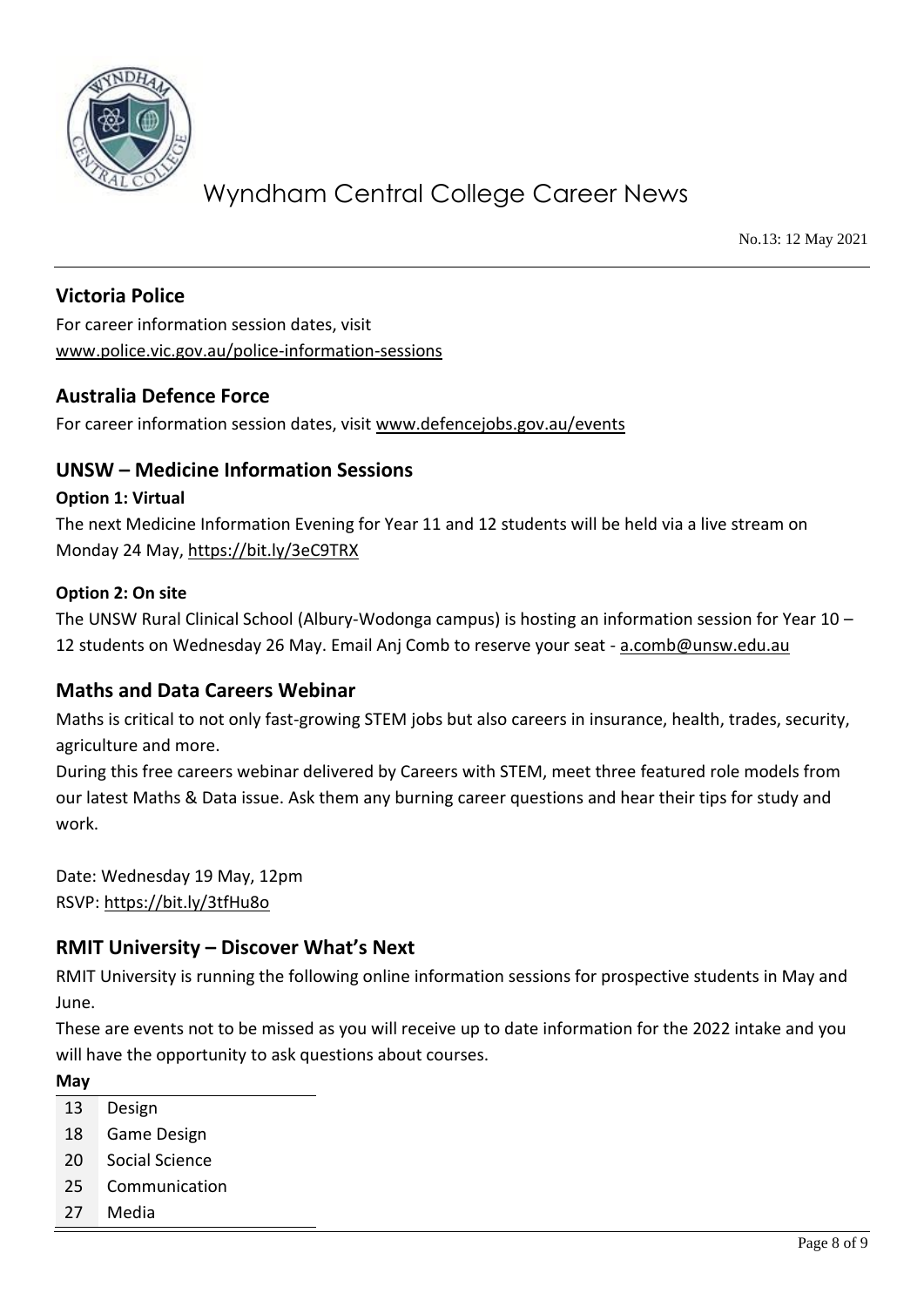## Victoria Police

For career information session dates, visit www.police.vic.gov.au/police-information-sessions

## Australia Defence Force

For career information session dates, visit www.defencejobs.gov.au/events

## UNSW – Medicine Information Sessions

**Option 1: Virtual**

The next Medicine Information Evening for Year 11 and 12 students will be held via a live stream on Monday 24 May, https://bit.ly/3eC9TRX

**Option 2: On site**

The UNSW Rural Clinical School (Albury-Wodonga campus) is hosting an information session for Year 10 – 12 students on Wednesday 26 May. Email Anj Comb to reserve your seat - a.comb@unsw.edu.au

## Maths and Data Careers Webinar

Maths is critical to not only fast-growing STEM jobs but also careers in insurance, health, trades, security, agriculture and more.

During this free careers webinar delivered by Careers with STEM, meet three featured role models from our latest Maths & Data issue. Ask them any burning career questions and hear their tips for study and work.

Date: Wednesday 19 May, 12pm
RSVP: https://bit.ly/3tfHu8o

## RMIT University – Discover What's Next

RMIT University is running the following online information sessions for prospective students in May and June.

These are events not to be missed as you will receive up to date information for the 2022 intake and you will have the opportunity to ask questions about courses.

| May | |
|---|---|
| 13 | Design |
| 18 | Game Design |
| 20 | Social Science |
| 25 | Communication |
| 27 | Media |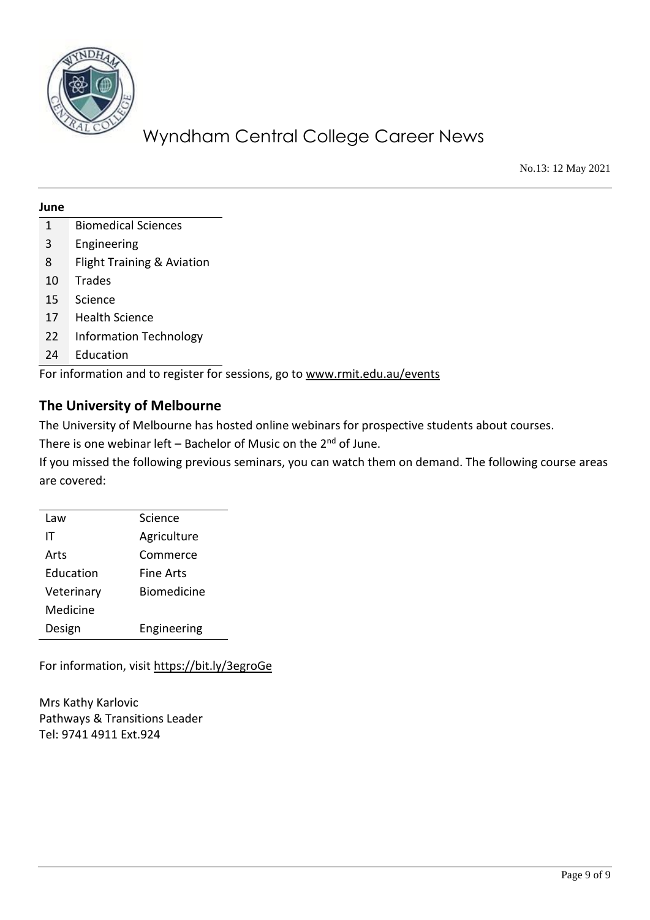**June**

| | |
|---|---|
| 1 | Biomedical Sciences |
| 3 | Engineering |
| 8 | Flight Training & Aviation |
| 10 | Trades |
| 15 | Science |
| 17 | Health Science |
| 22 | Information Technology |
| 24 | Education |

For information and to register for sessions, go to www.rmit.edu.au/events

## The University of Melbourne

The University of Melbourne has hosted online webinars for prospective students about courses.
There is one webinar left – Bachelor of Music on the 2nd of June.
If you missed the following previous seminars, you can watch them on demand. The following course areas are covered:

| | |
|---|---|
| Law | Science |
| IT | Agriculture |
| Arts | Commerce |
| Education | Fine Arts |
| Veterinary Medicine | Biomedicine |
| Design | Engineering |

For information, visit https://bit.ly/3egroGe

Mrs Kathy Karlovic
Pathways & Transitions Leader
Tel: 9741 4911 Ext.924